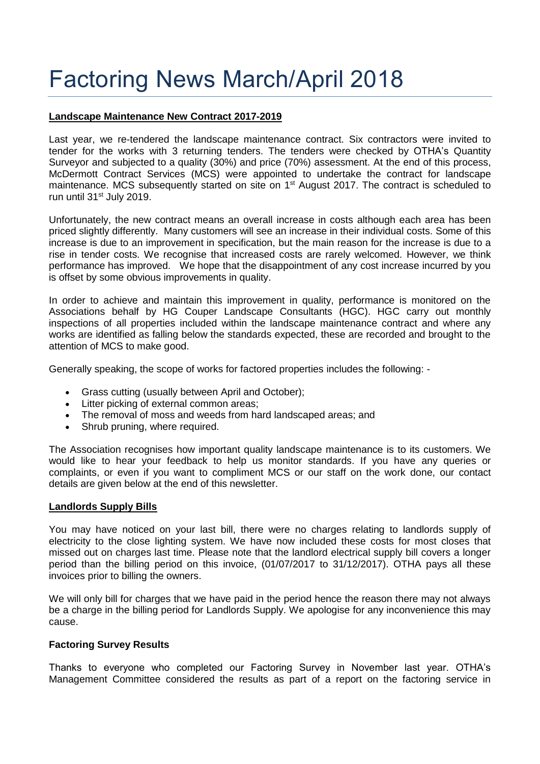# Factoring News March/April 2018

**Landscape Maintenance New Contract 2017-2019**

Last year, we re-tendered the landscape maintenance contract. Six contractors were invited to tender for the works with 3 returning tenders. The tenders were checked by OTHA's Quantity Surveyor and subjected to a quality (30%) and price (70%) assessment. At the end of this process, McDermott Contract Services (MCS) were appointed to undertake the contract for landscape maintenance. MCS subsequently started on site on 1st August 2017. The contract is scheduled to run until 31st July 2019.

Unfortunately, the new contract means an overall increase in costs although each area has been priced slightly differently. Many customers will see an increase in their individual costs. Some of this increase is due to an improvement in specification, but the main reason for the increase is due to a rise in tender costs. We recognise that increased costs are rarely welcomed. However, we think performance has improved. We hope that the disappointment of any cost increase incurred by you is offset by some obvious improvements in quality.

In order to achieve and maintain this improvement in quality, performance is monitored on the Associations behalf by HG Couper Landscape Consultants (HGC). HGC carry out monthly inspections of all properties included within the landscape maintenance contract and where any works are identified as falling below the standards expected, these are recorded and brought to the attention of MCS to make good.

Generally speaking, the scope of works for factored properties includes the following: -

- Grass cutting (usually between April and October);
- Litter picking of external common areas;
- The removal of moss and weeds from hard landscaped areas; and
- Shrub pruning, where required.

The Association recognises how important quality landscape maintenance is to its customers. We would like to hear your feedback to help us monitor standards. If you have any queries or complaints, or even if you want to compliment MCS or our staff on the work done, our contact details are given below at the end of this newsletter.

**Landlords Supply Bills**

You may have noticed on your last bill, there were no charges relating to landlords supply of electricity to the close lighting system. We have now included these costs for most closes that missed out on charges last time. Please note that the landlord electrical supply bill covers a longer period than the billing period on this invoice, (01/07/2017 to 31/12/2017). OTHA pays all these invoices prior to billing the owners.

We will only bill for charges that we have paid in the period hence the reason there may not always be a charge in the billing period for Landlords Supply. We apologise for any inconvenience this may cause.

**Factoring Survey Results**

Thanks to everyone who completed our Factoring Survey in November last year. OTHA's Management Committee considered the results as part of a report on the factoring service in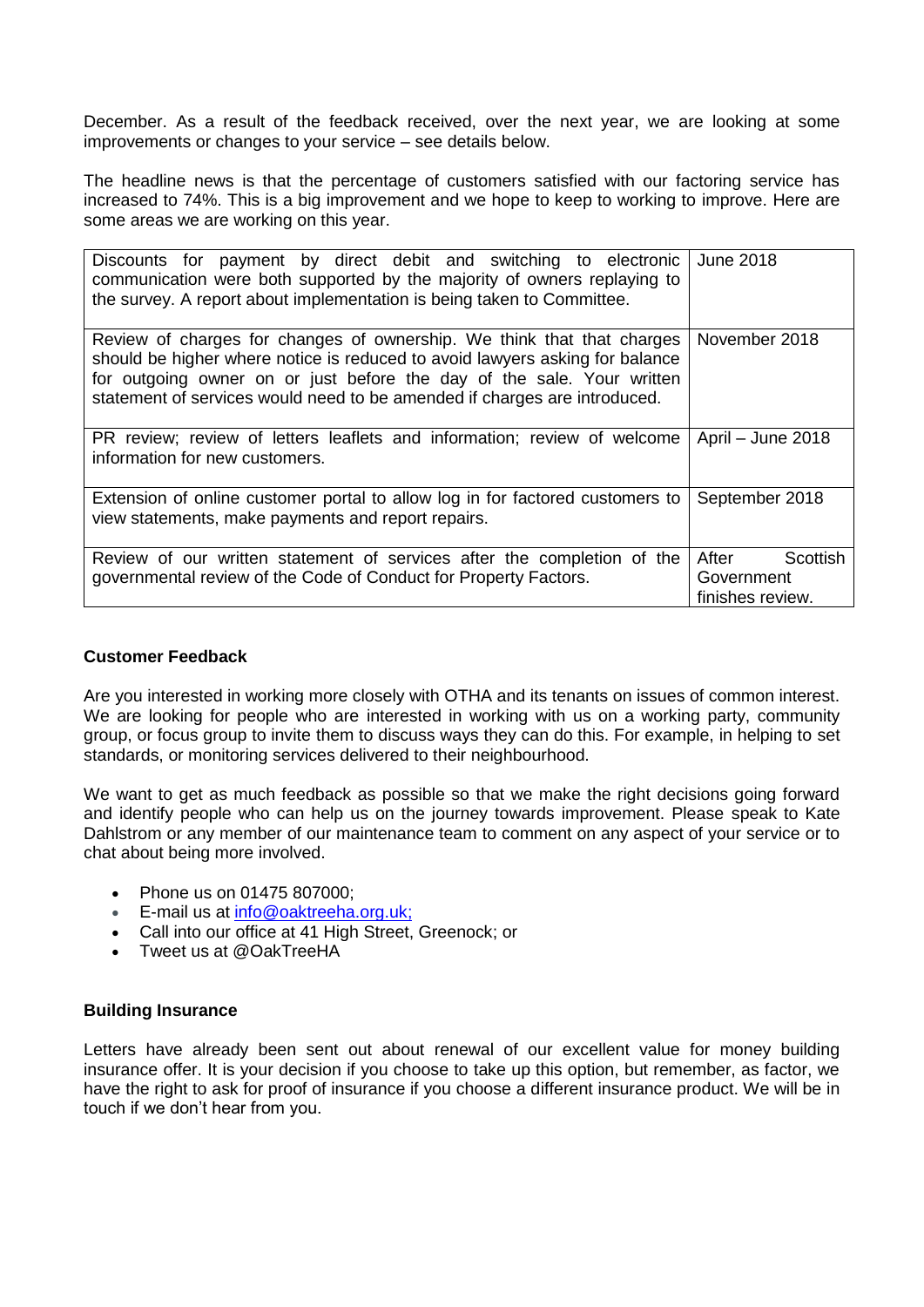December. As a result of the feedback received, over the next year, we are looking at some improvements or changes to your service – see details below.

The headline news is that the percentage of customers satisfied with our factoring service has increased to 74%. This is a big improvement and we hope to keep to working to improve. Here are some areas we are working on this year.

| | |
|---|---|
| Discounts for payment by direct debit and switching to electronic communication were both supported by the majority of owners replaying to the survey. A report about implementation is being taken to Committee. | June 2018 |
| Review of charges for changes of ownership. We think that that charges should be higher where notice is reduced to avoid lawyers asking for balance for outgoing owner on or just before the day of the sale. Your written statement of services would need to be amended if charges are introduced. | November 2018 |
| PR review; review of letters leaflets and information; review of welcome information for new customers. | April – June 2018 |
| Extension of online customer portal to allow log in for factored customers to view statements, make payments and report repairs. | September 2018 |
| Review of our written statement of services after the completion of the governmental review of the Code of Conduct for Property Factors. | After Scottish Government finishes review. |

**Customer Feedback**

Are you interested in working more closely with OTHA and its tenants on issues of common interest. We are looking for people who are interested in working with us on a working party, community group, or focus group to invite them to discuss ways they can do this. For example, in helping to set standards, or monitoring services delivered to their neighbourhood.

We want to get as much feedback as possible so that we make the right decisions going forward and identify people who can help us on the journey towards improvement. Please speak to Kate Dahlstrom or any member of our maintenance team to comment on any aspect of your service or to chat about being more involved.

- Phone us on 01475 807000;
- E-mail us at info@oaktreeha.org.uk;
- Call into our office at 41 High Street, Greenock; or
- Tweet us at @OakTreeHA

**Building Insurance**

Letters have already been sent out about renewal of our excellent value for money building insurance offer. It is your decision if you choose to take up this option, but remember, as factor, we have the right to ask for proof of insurance if you choose a different insurance product. We will be in touch if we don't hear from you.